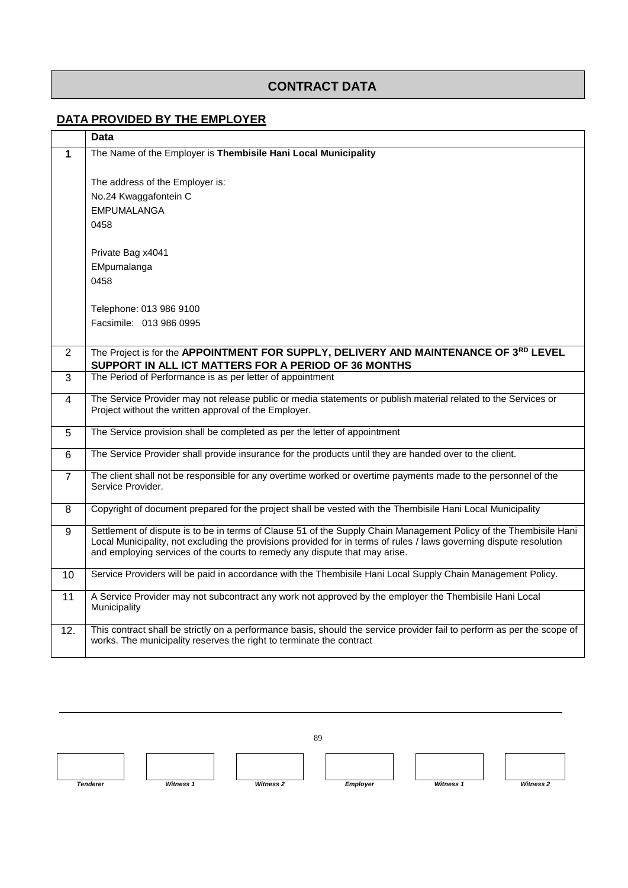# CONTRACT DATA

## DATA PROVIDED BY THE EMPLOYER

| | Data |
|---|---|
| **1** | The Name of the Employer is **Thembisile Hani Local Municipality**<br><br>The address of the Employer is:<br>No.24 Kwaggafontein C<br>EMPUMALANGA<br>0458<br><br>Private Bag x4041<br>EMpumalanga<br>0458<br><br>Telephone: 013 986 9100<br>Facsimile: 013 986 0995 |
| 2 | The Project is for the **APPOINTMENT FOR SUPPLY, DELIVERY AND MAINTENANCE OF 3RD LEVEL SUPPORT IN ALL ICT MATTERS FOR A PERIOD OF 36 MONTHS** |
| 3 | The Period of Performance is as per letter of appointment |
| 4 | The Service Provider may not release public or media statements or publish material related to the Services or Project without the written approval of the Employer. |
| 5 | The Service provision shall be completed as per the letter of appointment |
| 6 | The Service Provider shall provide insurance for the products until they are handed over to the client. |
| 7 | The client shall not be responsible for any overtime worked or overtime payments made to the personnel of the Service Provider. |
| 8 | Copyright of document prepared for the project shall be vested with the Thembisile Hani Local Municipality |
| 9 | Settlement of dispute is to be in terms of Clause 51 of the Supply Chain Management Policy of the Thembisile Hani Local Municipality, not excluding the provisions provided for in terms of rules / laws governing dispute resolution and employing services of the courts to remedy any dispute that may arise. |
| 10 | Service Providers will be paid in accordance with the Thembisile Hani Local Supply Chain Management Policy. |
| 11 | A Service Provider may not subcontract any work not approved by the employer the Thembisile Hani Local Municipality |
| 12. | This contract shall be strictly on a performance basis, should the service provider fail to perform as per the scope of works. The municipality reserves the right to terminate the contract |

| | | | | | |
|---|---|---|---|---|---|
| *Tenderer* | *Witness 1* | *Witness 2* | *Employer* | *Witness 1* | *Witness 2* |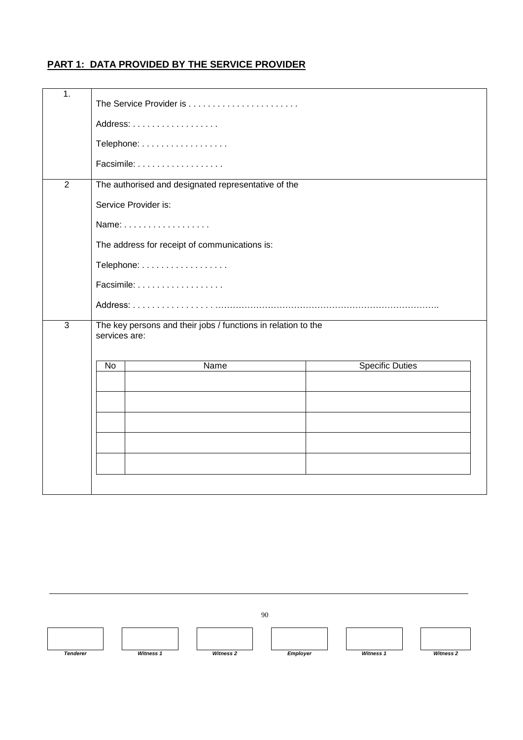## PART 1: DATA PROVIDED BY THE SERVICE PROVIDER

| | |
|---|---|
| 1. | The Service Provider is . . . . . . . . . . . . . . . . . . . . . . .<br><br>Address: . . . . . . . . . . . . . . . . . .<br><br>Telephone: . . . . . . . . . . . . . . . . . .<br><br>Facsimile: . . . . . . . . . . . . . . . . . . |
| 2 | The authorised and designated representative of the<br><br>Service Provider is:<br><br>Name: . . . . . . . . . . . . . . . . . .<br><br>The address for receipt of communications is:<br><br>Telephone: . . . . . . . . . . . . . . . . . .<br><br>Facsimile: . . . . . . . . . . . . . . . . . .<br><br>Address: . . . . . . . . . . . . . . . . . .……………………………………………………………….. |
| 3 | The key persons and their jobs / functions in relation to the services are: |

| No | Name | Specific Duties |
|---|---|---|
| | | |
| | | |
| | | |
| | | |
| | | |

| Tenderer | Witness 1 | Witness 2 | Employer | Witness 1 | Witness 2 |
|---|---|---|---|---|---|
| | | | | | |